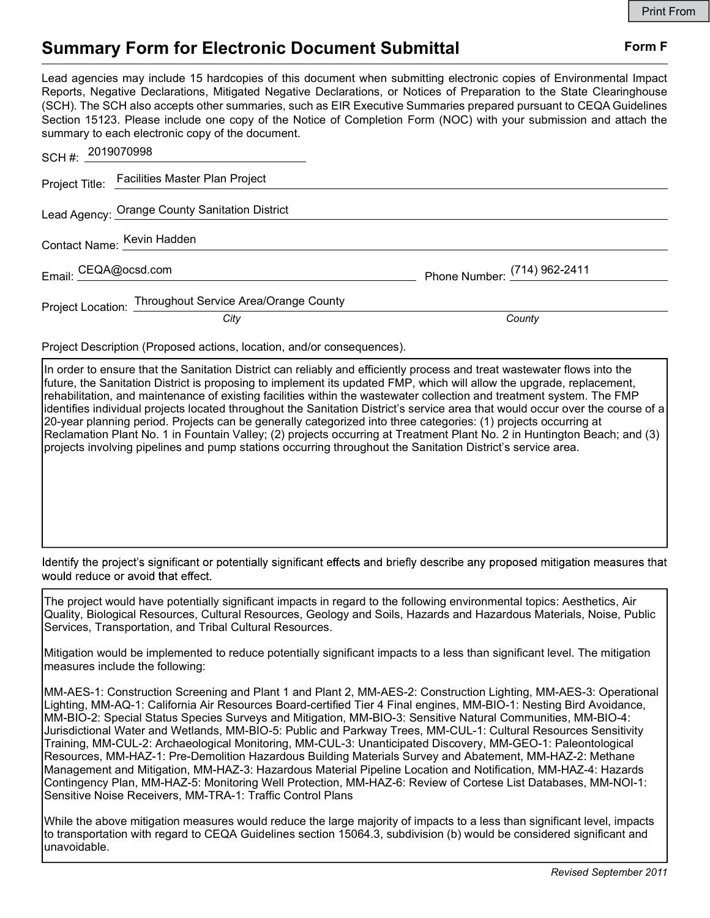# Summary Form for Electronic Document Submittal

**Form F**

Lead agencies may include 15 hardcopies of this document when submitting electronic copies of Environmental Impact Reports, Negative Declarations, Mitigated Negative Declarations, or Notices of Preparation to the State Clearinghouse (SCH). The SCH also accepts other summaries, such as EIR Executive Summaries prepared pursuant to CEQA Guidelines Section 15123. Please include one copy of the Notice of Completion Form (NOC) with your submission and attach the summary to each electronic copy of the document.

SCH #: 2019070998

Project Title: Facilities Master Plan Project

Lead Agency: Orange County Sanitation District

Contact Name: Kevin Hadden

Email: CEQA@ocsd.com

Phone Number: (714) 962-2411

Project Location: Throughout Service Area/Orange County

*City* *County*

Project Description (Proposed actions, location, and/or consequences).

In order to ensure that the Sanitation District can reliably and efficiently process and treat wastewater flows into the future, the Sanitation District is proposing to implement its updated FMP, which will allow the upgrade, replacement, rehabilitation, and maintenance of existing facilities within the wastewater collection and treatment system. The FMP identifies individual projects located throughout the Sanitation District's service area that would occur over the course of a 20-year planning period. Projects can be generally categorized into three categories: (1) projects occurring at Reclamation Plant No. 1 in Fountain Valley; (2) projects occurring at Treatment Plant No. 2 in Huntington Beach; and (3) projects involving pipelines and pump stations occurring throughout the Sanitation District's service area.

Identify the project's significant or potentially significant effects and briefly describe any proposed mitigation measures that would reduce or avoid that effect.

The project would have potentially significant impacts in regard to the following environmental topics: Aesthetics, Air Quality, Biological Resources, Cultural Resources, Geology and Soils, Hazards and Hazardous Materials, Noise, Public Services, Transportation, and Tribal Cultural Resources.

Mitigation would be implemented to reduce potentially significant impacts to a less than significant level. The mitigation measures include the following:

MM-AES-1: Construction Screening and Plant 1 and Plant 2, MM-AES-2: Construction Lighting, MM-AES-3: Operational Lighting, MM-AQ-1: California Air Resources Board-certified Tier 4 Final engines, MM-BIO-1: Nesting Bird Avoidance, MM-BIO-2: Special Status Species Surveys and Mitigation, MM-BIO-3: Sensitive Natural Communities, MM-BIO-4: Jurisdictional Water and Wetlands, MM-BIO-5: Public and Parkway Trees, MM-CUL-1: Cultural Resources Sensitivity Training, MM-CUL-2: Archaeological Monitoring, MM-CUL-3: Unanticipated Discovery, MM-GEO-1: Paleontological Resources, MM-HAZ-1: Pre-Demolition Hazardous Building Materials Survey and Abatement, MM-HAZ-2: Methane Management and Mitigation, MM-HAZ-3: Hazardous Material Pipeline Location and Notification, MM-HAZ-4: Hazards Contingency Plan, MM-HAZ-5: Monitoring Well Protection, MM-HAZ-6: Review of Cortese List Databases, MM-NOI-1: Sensitive Noise Receivers, MM-TRA-1: Traffic Control Plans

While the above mitigation measures would reduce the large majority of impacts to a less than significant level, impacts to transportation with regard to CEQA Guidelines section 15064.3, subdivision (b) would be considered significant and unavoidable.

*Revised September 2011*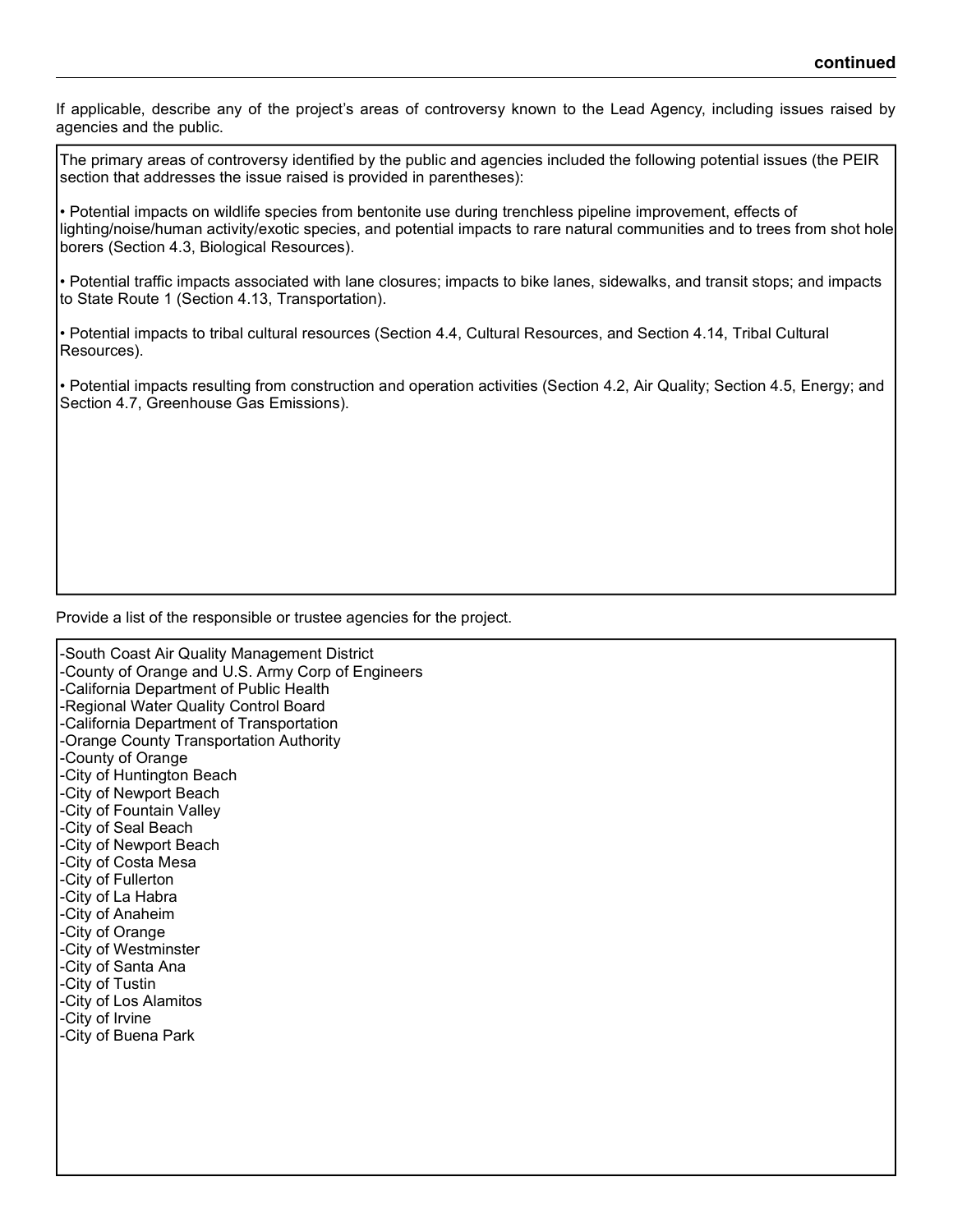**continued**

If applicable, describe any of the project's areas of controversy known to the Lead Agency, including issues raised by agencies and the public.

The primary areas of controversy identified by the public and agencies included the following potential issues (the PEIR section that addresses the issue raised is provided in parentheses):

- Potential impacts on wildlife species from bentonite use during trenchless pipeline improvement, effects of lighting/noise/human activity/exotic species, and potential impacts to rare natural communities and to trees from shot hole borers (Section 4.3, Biological Resources).

- Potential traffic impacts associated with lane closures; impacts to bike lanes, sidewalks, and transit stops; and impacts to State Route 1 (Section 4.13, Transportation).

- Potential impacts to tribal cultural resources (Section 4.4, Cultural Resources, and Section 4.14, Tribal Cultural Resources).

- Potential impacts resulting from construction and operation activities (Section 4.2, Air Quality; Section 4.5, Energy; and Section 4.7, Greenhouse Gas Emissions).

Provide a list of the responsible or trustee agencies for the project.

-South Coast Air Quality Management District
-County of Orange and U.S. Army Corp of Engineers
-California Department of Public Health
-Regional Water Quality Control Board
-California Department of Transportation
-Orange County Transportation Authority
-County of Orange
-City of Huntington Beach
-City of Newport Beach
-City of Fountain Valley
-City of Seal Beach
-City of Newport Beach
-City of Costa Mesa
-City of Fullerton
-City of La Habra
-City of Anaheim
-City of Orange
-City of Westminster
-City of Santa Ana
-City of Tustin
-City of Los Alamitos
-City of Irvine
-City of Buena Park